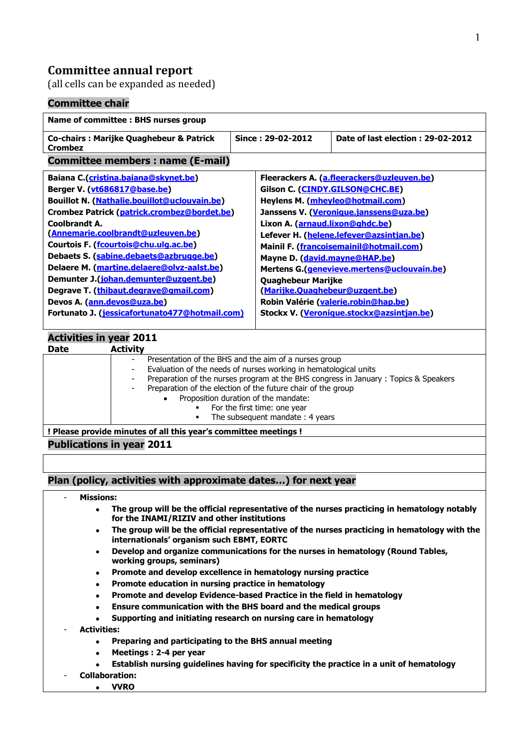# Committee annual report

(all cells can be expanded as needed)

## Committee chair

**Name of committee : BHS nurses group**

| Co-chairs : Marijke Quaghebeur & Patrick Crombez | Since : 29-02-2012 | Date of last election : 29-02-2012 |
|---|---|---|

## Committee members : name (E-mail)

| | |
|---|---|
| **Baiana C.(cristina.baiana@skynet.be)** | **Fleerackers A. (a.fleerackers@uzleuven.be)** |
| **Berger V. (vt686817@base.be)** | **Gilson C. (CINDY.GILSON@CHC.BE)** |
| **Bouillot N. (Nathalie.bouillot@uclouvain.be)** | **Heylens M. (mheyleo@hotmail.com)** |
| **Crombez Patrick (patrick.crombez@bordet.be)** | **Janssens V. (Veronique.janssens@uza.be)** |
| **Coolbrandt A. (Annemarie.coolbrandt@uzleuven.be)** | **Lixon A. (arnaud.lixon@ghdc.be)** |
| **Courtois F. (fcourtois@chu.ulg.ac.be)** | **Lefever H. (helene.lefever@azsintjan.be)** |
| **Debaets S. (sabine.debaets@azbrugge.be)** | **Mainil F. (francoisemainil@hotmail.com)** |
| **Delaere M. (martine.delaere@olvz-aalst.be)** | **Mayne D. (david.mayne@HAP.be)** |
| **Demunter J.(johan.demunter@uzgent.be)** | **Mertens G.(genevieve.mertens@uclouvain.be)** |
| **Degrave T. (thibaut.degrave@gmail.com)** | **Quaghebeur Marijke (Marijke.Quaghebeur@uzgent.be)** |
| **Devos A. (ann.devos@uza.be)** | **Robin Valérie (valerie.robin@hap.be)** |
| **Fortunato J. (jessicafortunato477@hotmail.com)** | **Stockx V. (Veronique.stockx@azsintjan.be)** |

## Activities in year 2011

| Date | Activity |
|---|---|
| | - Presentation of the BHS and the aim of a nurses group<br>- Evaluation of the needs of nurses working in hematological units<br>- Preparation of the nurses program at the BHS congress in January : Topics & Speakers<br>- Preparation of the election of the future chair of the group<br>&nbsp;&nbsp;• Proposition duration of the mandate:<br>&nbsp;&nbsp;&nbsp;&nbsp;▪ For the first time: one year<br>&nbsp;&nbsp;&nbsp;&nbsp;▪ The subsequent mandate : 4 years |

**! Please provide minutes of all this year's committee meetings !**

## Publications in year 2011

## Plan (policy, activities with approximate dates…) for next year

- **Missions:**
  - **The group will be the official representative of the nurses practicing in hematology notably for the INAMI/RIZIV and other institutions**
  - **The group will be the official representative of the nurses practicing in hematology with the internationals' organism such EBMT, EORTC**
  - **Develop and organize communications for the nurses in hematology (Round Tables, working groups, seminars)**
  - **Promote and develop excellence in hematology nursing practice**
  - **Promote education in nursing practice in hematology**
  - **Promote and develop Evidence-based Practice in the field in hematology**
  - **Ensure communication with the BHS board and the medical groups**
  - **Supporting and initiating research on nursing care in hematology**
- **Activities:**
  - **Preparing and participating to the BHS annual meeting**
  - **Meetings : 2-4 per year**
  - **Establish nursing guidelines having for specificity the practice in a unit of hematology**
- **Collaboration:**
  - **VVRO**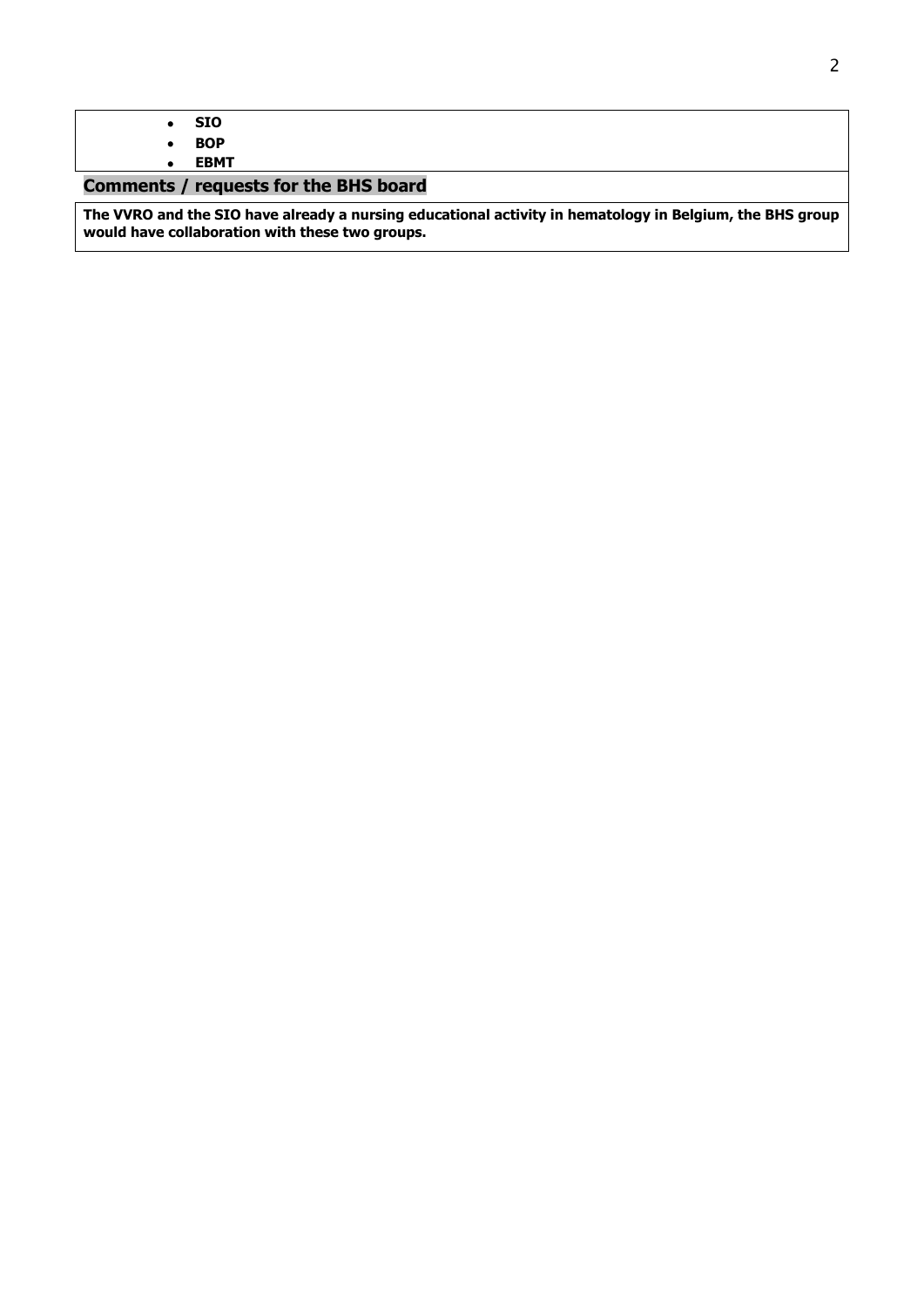- **SIO**
- **BOP**
- **EBMT**

## Comments / requests for the BHS board

**The VVRO and the SIO have already a nursing educational activity in hematology in Belgium, the BHS group would have collaboration with these two groups.**